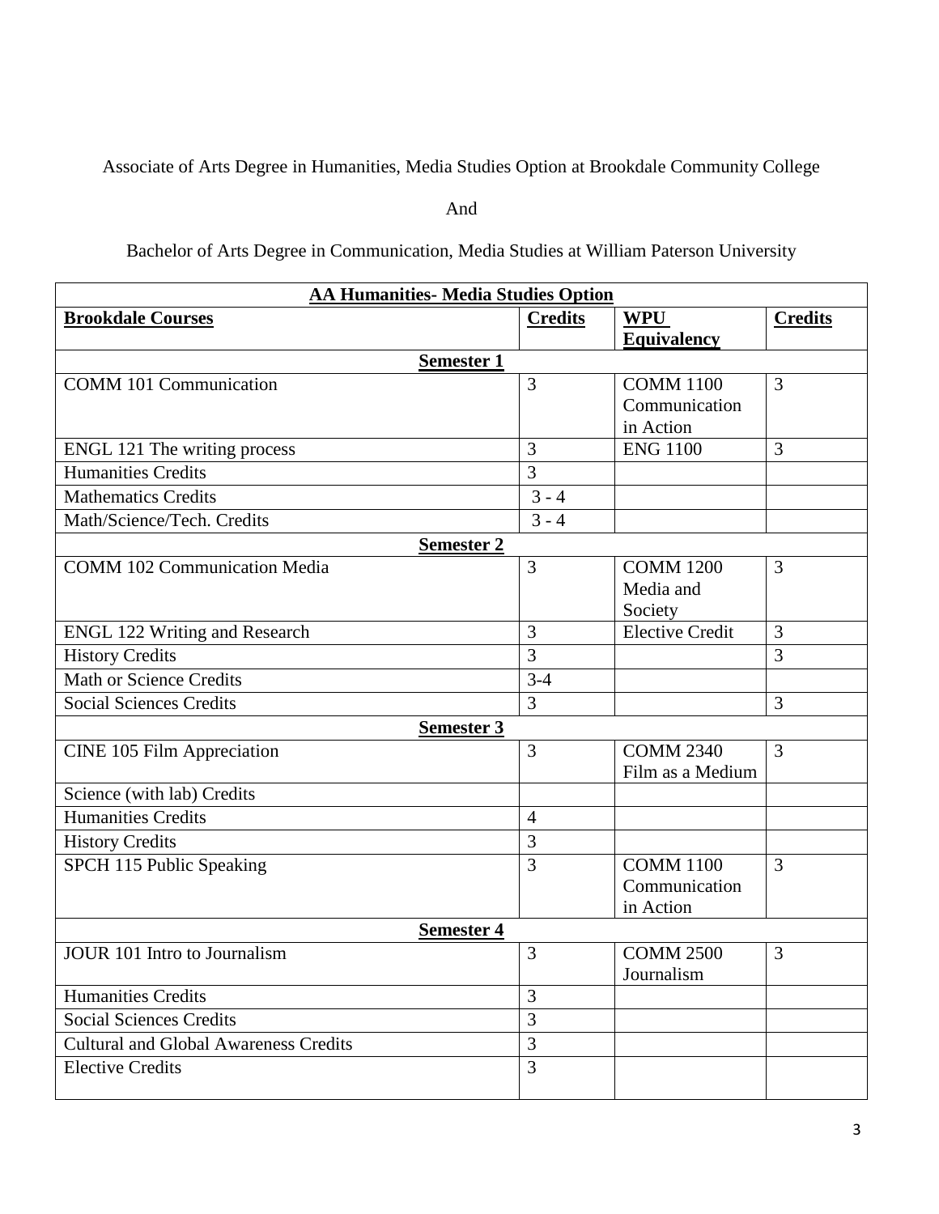Associate of Arts Degree in Humanities, Media Studies Option at Brookdale Community College

And

Bachelor of Arts Degree in Communication, Media Studies at William Paterson University

| **AA Humanities- Media Studies Option** | | | |
|---|---|---|---|
| **Brookdale Courses** | **Credits** | **WPU Equivalency** | **Credits** |
| **Semester 1** | | | |
| COMM 101 Communication | 3 | COMM 1100 Communication in Action | 3 |
| ENGL 121 The writing process | 3 | ENG 1100 | 3 |
| Humanities Credits | 3 | | |
| Mathematics Credits | 3 - 4 | | |
| Math/Science/Tech. Credits | 3 - 4 | | |
| **Semester 2** | | | |
| COMM 102 Communication Media | 3 | COMM 1200 Media and Society | 3 |
| ENGL 122 Writing and Research | 3 | Elective Credit | 3 |
| History Credits | 3 | | 3 |
| Math or Science Credits | 3-4 | | |
| Social Sciences Credits | 3 | | 3 |
| **Semester 3** | | | |
| CINE 105 Film Appreciation | 3 | COMM 2340 Film as a Medium | 3 |
| Science (with lab) Credits | | | |
| Humanities Credits | 4 | | |
| History Credits | 3 | | |
| SPCH 115 Public Speaking | 3 | COMM 1100 Communication in Action | 3 |
| **Semester 4** | | | |
| JOUR 101 Intro to Journalism | 3 | COMM 2500 Journalism | 3 |
| Humanities Credits | 3 | | |
| Social Sciences Credits | 3 | | |
| Cultural and Global Awareness Credits | 3 | | |
| Elective Credits | 3 | | |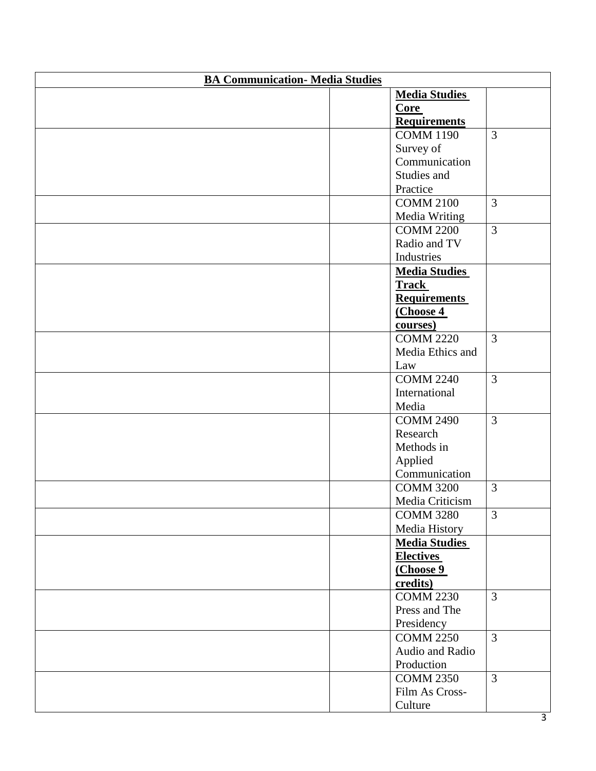| **BA Communication- Media Studies** | | | |
|---|---|---|---|
| | | **Media Studies Core Requirements** | |
| | | COMM 1190 Survey of Communication Studies and Practice | 3 |
| | | COMM 2100 Media Writing | 3 |
| | | COMM 2200 Radio and TV Industries | 3 |
| | | **Media Studies Track Requirements (Choose 4 courses)** | |
| | | COMM 2220 Media Ethics and Law | 3 |
| | | COMM 2240 International Media | 3 |
| | | COMM 2490 Research Methods in Applied Communication | 3 |
| | | COMM 3200 Media Criticism | 3 |
| | | COMM 3280 Media History | 3 |
| | | **Media Studies Electives (Choose 9 credits)** | |
| | | COMM 2230 Press and The Presidency | 3 |
| | | COMM 2250 Audio and Radio Production | 3 |
| | | COMM 2350 Film As Cross-Culture | 3 |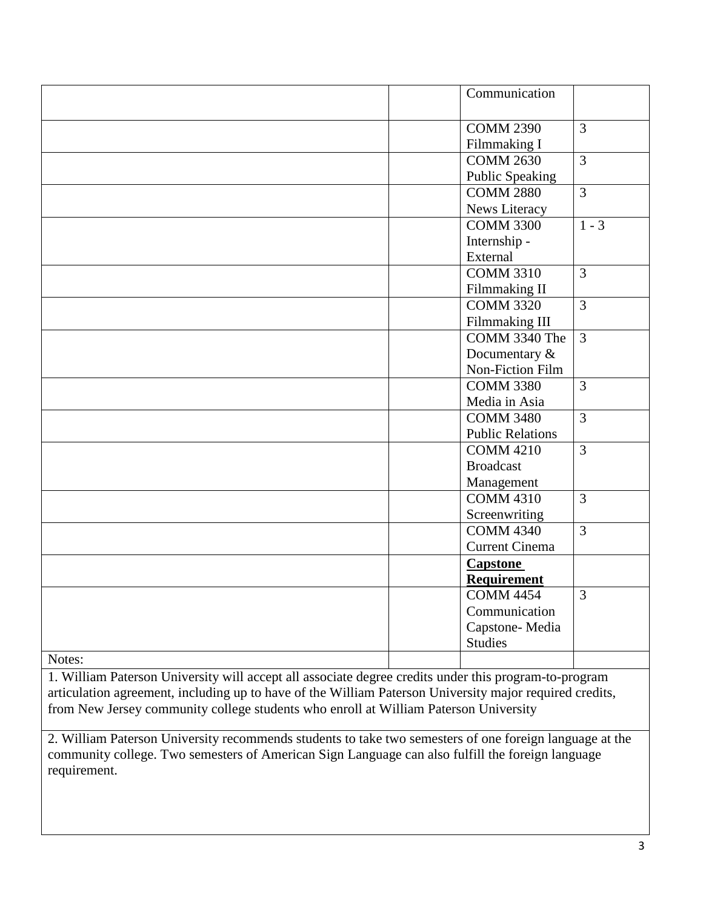| | | | |
|---|---|---|---|
| | | Communication | |
| | | COMM 2390 Filmmaking I | 3 |
| | | COMM 2630 Public Speaking | 3 |
| | | COMM 2880 News Literacy | 3 |
| | | COMM 3300 Internship - External | 1 - 3 |
| | | COMM 3310 Filmmaking II | 3 |
| | | COMM 3320 Filmmaking III | 3 |
| | | COMM 3340 The Documentary & Non-Fiction Film | 3 |
| | | COMM 3380 Media in Asia | 3 |
| | | COMM 3480 Public Relations | 3 |
| | | COMM 4210 Broadcast Management | 3 |
| | | COMM 4310 Screenwriting | 3 |
| | | COMM 4340 Current Cinema | 3 |
| | | **Capstone Requirement** | |
| | | COMM 4454 Communication Capstone- Media Studies | 3 |
| Notes: | | | |

1. William Paterson University will accept all associate degree credits under this program-to-program articulation agreement, including up to have of the William Paterson University major required credits, from New Jersey community college students who enroll at William Paterson University

2. William Paterson University recommends students to take two semesters of one foreign language at the community college. Two semesters of American Sign Language can also fulfill the foreign language requirement.